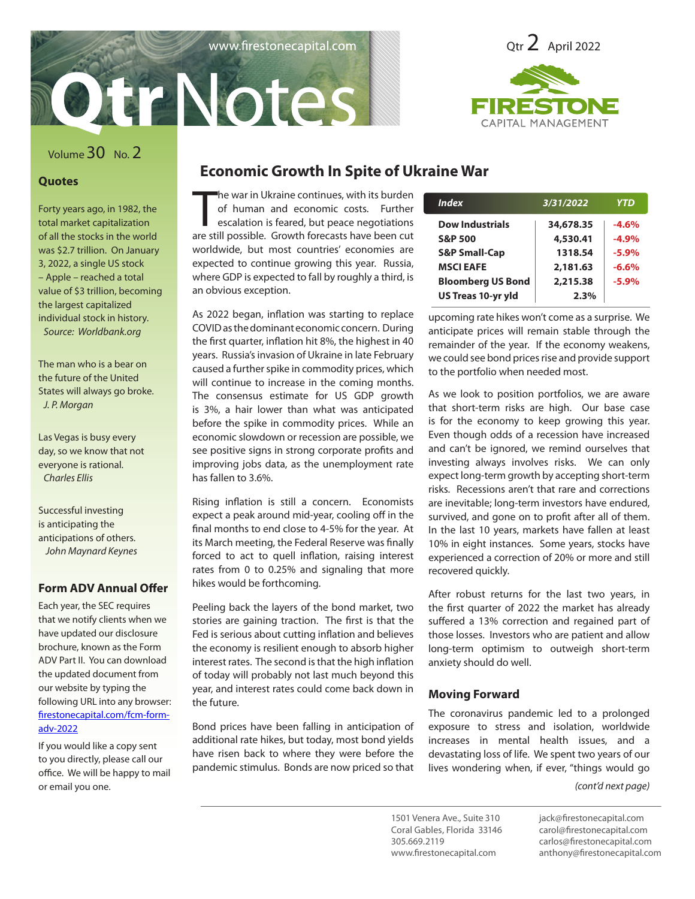www.firestonecapital.com

# QtrNotes

Qtr 2 April 2022

FIRESTONE CAPITAL MANAGEMENT

Volume 30 No. 2

## Quotes

Forty years ago, in 1982, the total market capitalization of all the stocks in the world was $2.7 trillion. On January 3, 2022, a single US stock – Apple – reached a total value of $3 trillion, becoming the largest capitalized individual stock in history.
*Source: Worldbank.org*

The man who is a bear on the future of the United States will always go broke.
*J. P. Morgan*

Las Vegas is busy every day, so we know that not everyone is rational.
*Charles Ellis*

Successful investing is anticipating the anticipations of others.
*John Maynard Keynes*

## Form ADV Annual Offer

Each year, the SEC requires that we notify clients when we have updated our disclosure brochure, known as the Form ADV Part II. You can download the updated document from our website by typing the following URL into any browser: firestonecapital.com/fcm-form-adv-2022

If you would like a copy sent to you directly, please call our office. We will be happy to mail or email you one.

## Economic Growth In Spite of Ukraine War

The war in Ukraine continues, with its burden of human and economic costs. Further escalation is feared, but peace negotiations are still possible. Growth forecasts have been cut worldwide, but most countries' economies are expected to continue growing this year. Russia, where GDP is expected to fall by roughly a third, is an obvious exception.

As 2022 began, inflation was starting to replace COVID as the dominant economic concern. During the first quarter, inflation hit 8%, the highest in 40 years. Russia's invasion of Ukraine in late February caused a further spike in commodity prices, which will continue to increase in the coming months. The consensus estimate for US GDP growth is 3%, a hair lower than what was anticipated before the spike in commodity prices. While an economic slowdown or recession are possible, we see positive signs in strong corporate profits and improving jobs data, as the unemployment rate has fallen to 3.6%.

Rising inflation is still a concern. Economists expect a peak around mid-year, cooling off in the final months to end close to 4-5% for the year. At its March meeting, the Federal Reserve was finally forced to act to quell inflation, raising interest rates from 0 to 0.25% and signaling that more hikes would be forthcoming.

Peeling back the layers of the bond market, two stories are gaining traction. The first is that the Fed is serious about cutting inflation and believes the economy is resilient enough to absorb higher interest rates. The second is that the high inflation of today will probably not last much beyond this year, and interest rates could come back down in the future.

Bond prices have been falling in anticipation of additional rate hikes, but today, most bond yields have risen back to where they were before the pandemic stimulus. Bonds are now priced so that upcoming rate hikes won't come as a surprise. We anticipate prices will remain stable through the remainder of the year. If the economy weakens, we could see bond prices rise and provide support to the portfolio when needed most.

| Index | 3/31/2022 | YTD |
|---|---|---|
| Dow Industrials | 34,678.35 | -4.6% |
| S&P 500 | 4,530.41 | -4.9% |
| S&P Small-Cap | 1318.54 | -5.9% |
| MSCI EAFE | 2,181.63 | -6.6% |
| Bloomberg US Bond | 2,215.38 | -5.9% |
| US Treas 10-yr yld | 2.3% | |

As we look to position portfolios, we are aware that short-term risks are high. Our base case is for the economy to keep growing this year. Even though odds of a recession have increased and can't be ignored, we remind ourselves that investing always involves risks. We can only expect long-term growth by accepting short-term risks. Recessions aren't that rare and corrections are inevitable; long-term investors have endured, survived, and gone on to profit after all of them. In the last 10 years, markets have fallen at least 10% in eight instances. Some years, stocks have experienced a correction of 20% or more and still recovered quickly.

After robust returns for the last two years, in the first quarter of 2022 the market has already suffered a 13% correction and regained part of those losses. Investors who are patient and allow long-term optimism to outweigh short-term anxiety should do well.

### Moving Forward

The coronavirus pandemic led to a prolonged exposure to stress and isolation, worldwide increases in mental health issues, and a devastating loss of life. We spent two years of our lives wondering when, if ever, "things would go

*(cont'd next page)*

1501 Venera Ave., Suite 310
Coral Gables, Florida 33146
305.669.2119
www.firestonecapital.com

jack@firestonecapital.com
carol@firestonecapital.com
carlos@firestonecapital.com
anthony@firestonecapital.com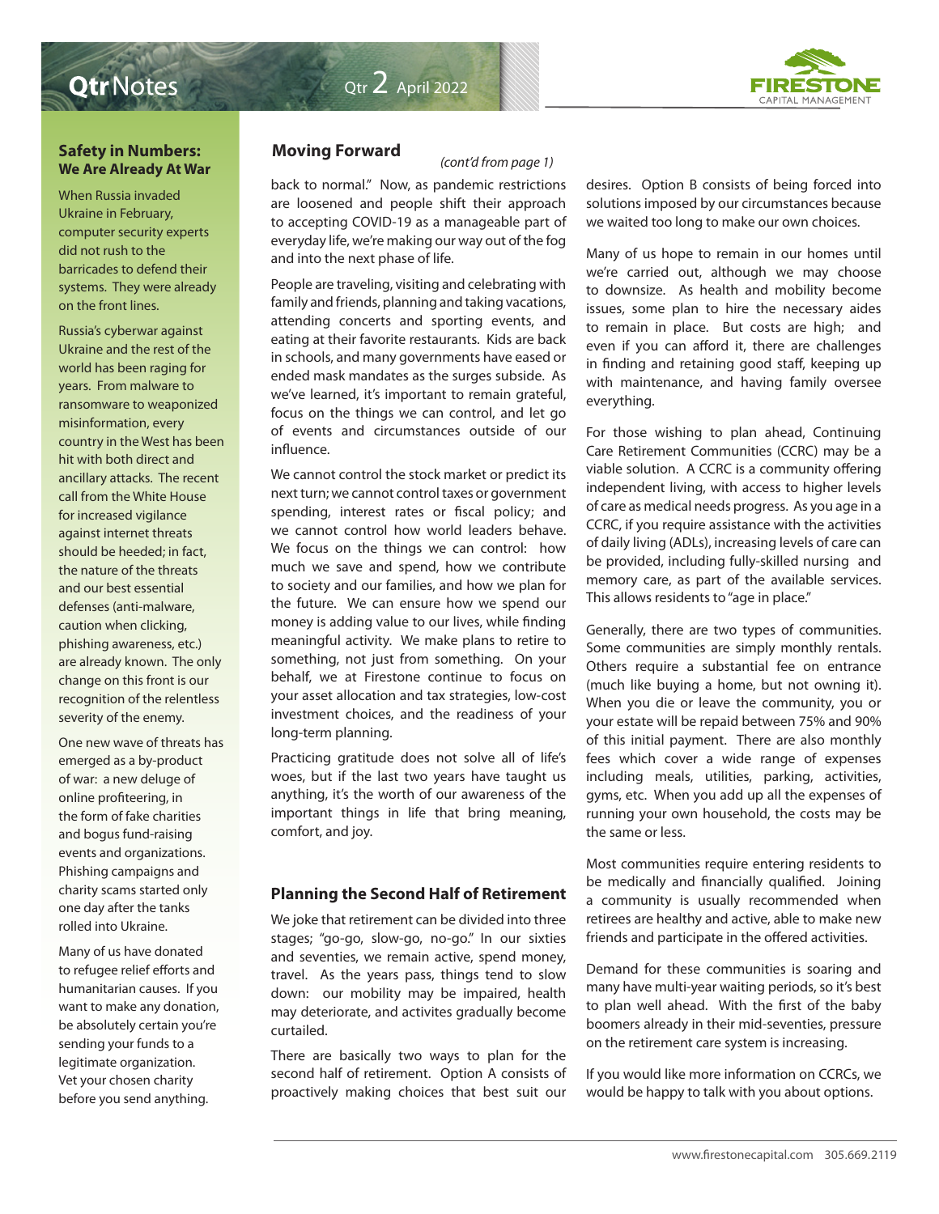## Safety in Numbers: We Are Already At War

When Russia invaded Ukraine in February, computer security experts did not rush to the barricades to defend their systems. They were already on the front lines.

Russia's cyberwar against Ukraine and the rest of the world has been raging for years. From malware to ransomware to weaponized misinformation, every country in the West has been hit with both direct and ancillary attacks. The recent call from the White House for increased vigilance against internet threats should be heeded; in fact, the nature of the threats and our best essential defenses (anti-malware, caution when clicking, phishing awareness, etc.) are already known. The only change on this front is our recognition of the relentless severity of the enemy.

One new wave of threats has emerged as a by-product of war: a new deluge of online profiteering, in the form of fake charities and bogus fund-raising events and organizations. Phishing campaigns and charity scams started only one day after the tanks rolled into Ukraine.

Many of us have donated to refugee relief efforts and humanitarian causes. If you want to make any donation, be absolutely certain you're sending your funds to a legitimate organization. Vet your chosen charity before you send anything.

## Moving Forward

*(cont'd from page 1)*

back to normal." Now, as pandemic restrictions are loosened and people shift their approach to accepting COVID-19 as a manageable part of everyday life, we're making our way out of the fog and into the next phase of life.

People are traveling, visiting and celebrating with family and friends, planning and taking vacations, attending concerts and sporting events, and eating at their favorite restaurants. Kids are back in schools, and many governments have eased or ended mask mandates as the surges subside. As we've learned, it's important to remain grateful, focus on the things we can control, and let go of events and circumstances outside of our influence.

We cannot control the stock market or predict its next turn; we cannot control taxes or government spending, interest rates or fiscal policy; and we cannot control how world leaders behave. We focus on the things we can control: how much we save and spend, how we contribute to society and our families, and how we plan for the future. We can ensure how we spend our money is adding value to our lives, while finding meaningful activity. We make plans to retire to something, not just from something. On your behalf, we at Firestone continue to focus on your asset allocation and tax strategies, low-cost investment choices, and the readiness of your long-term planning.

Practicing gratitude does not solve all of life's woes, but if the last two years have taught us anything, it's the worth of our awareness of the important things in life that bring meaning, comfort, and joy.

## Planning the Second Half of Retirement

We joke that retirement can be divided into three stages; "go-go, slow-go, no-go." In our sixties and seventies, we remain active, spend money, travel. As the years pass, things tend to slow down: our mobility may be impaired, health may deteriorate, and activites gradually become curtailed.

There are basically two ways to plan for the second half of retirement. Option A consists of proactively making choices that best suit our desires. Option B consists of being forced into solutions imposed by our circumstances because we waited too long to make our own choices.

Many of us hope to remain in our homes until we're carried out, although we may choose to downsize. As health and mobility become issues, some plan to hire the necessary aides to remain in place. But costs are high; and even if you can afford it, there are challenges in finding and retaining good staff, keeping up with maintenance, and having family oversee everything.

For those wishing to plan ahead, Continuing Care Retirement Communities (CCRC) may be a viable solution. A CCRC is a community offering independent living, with access to higher levels of care as medical needs progress. As you age in a CCRC, if you require assistance with the activities of daily living (ADLs), increasing levels of care can be provided, including fully-skilled nursing and memory care, as part of the available services. This allows residents to "age in place."

Generally, there are two types of communities. Some communities are simply monthly rentals. Others require a substantial fee on entrance (much like buying a home, but not owning it). When you die or leave the community, you or your estate will be repaid between 75% and 90% of this initial payment. There are also monthly fees which cover a wide range of expenses including meals, utilities, parking, activities, gyms, etc. When you add up all the expenses of running your own household, the costs may be the same or less.

Most communities require entering residents to be medically and financially qualified. Joining a community is usually recommended when retirees are healthy and active, able to make new friends and participate in the offered activities.

Demand for these communities is soaring and many have multi-year waiting periods, so it's best to plan well ahead. With the first of the baby boomers already in their mid-seventies, pressure on the retirement care system is increasing.

If you would like more information on CCRCs, we would be happy to talk with you about options.

www.firestonecapital.com 305.669.2119